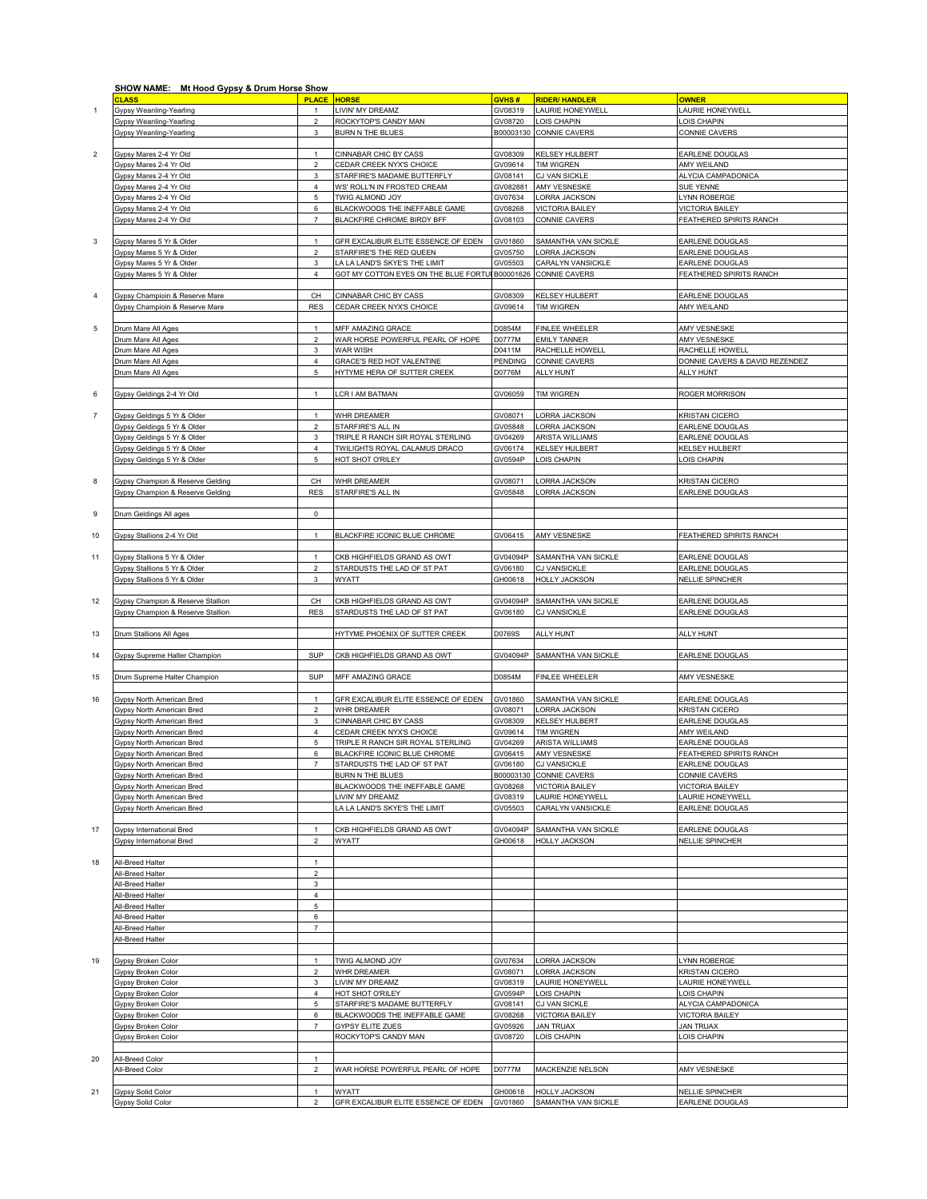**SHOW NAME: Mt Hood Gypsy & Drum Horse Show**

| | CLASS | PLACE | HORSE | GVHS # | RIDER/ HANDLER | OWNER |
|---|---|---|---|---|---|---|
| 1 | Gypsy Weanling-Yearling | 1 | LIVIN' MY DREAMZ | GV08319 | LAURIE HONEYWELL | LAURIE HONEYWELL |
| | Gypsy Weanling-Yearling | 2 | ROCKYTOP'S CANDY MAN | GV08720 | LOIS CHAPIN | LOIS CHAPIN |
| | Gypsy Weanling-Yearling | 3 | BURN N THE BLUES | B00003130 | CONNIE CAVERS | CONNIE CAVERS |
| | | | | | | |
| 2 | Gypsy Mares 2-4 Yr Old | 1 | CINNABAR CHIC BY CASS | GV08309 | KELSEY HULBERT | EARLENE DOUGLAS |
| | Gypsy Mares 2-4 Yr Old | 2 | CEDAR CREEK NYX'S CHOICE | GV09614 | TIM WIGREN | AMY WEILAND |
| | Gypsy Mares 2-4 Yr Old | 3 | STARFIRE'S MADAME BUTTERFLY | GV08141 | CJ VAN SICKLE | ALYCIA CAMPADONICA |
| | Gypsy Mares 2-4 Yr Old | 4 | WS' ROLL'N IN FROSTED CREAM | GV082881 | AMY VESNESKE | SUE YENNE |
| | Gypsy Mares 2-4 Yr Old | 5 | TWIG ALMOND JOY | GV07634 | LORRA JACKSON | LYNN ROBERGE |
| | Gypsy Mares 2-4 Yr Old | 6 | BLACKWOODS THE INEFFABLE GAME | GV08268 | VICTORIA BAILEY | VICTORIA BAILEY |
| | Gypsy Mares 2-4 Yr Old | 7 | BLACKFIRE CHROME BIRDY BFF | GV08103 | CONNIE CAVERS | FEATHERED SPIRITS RANCH |
| | | | | | | |
| 3 | Gypsy Mares 5 Yr & Older | 1 | GFR EXCALIBUR ELITE ESSENCE OF EDEN | GV01860 | SAMANTHA VAN SICKLE | EARLENE DOUGLAS |
| | Gypsy Mares 5 Yr & Older | 2 | STARFIRE'S THE RED QUEEN | GV05750 | LORRA JACKSON | EARLENE DOUGLAS |
| | Gypsy Mares 5 Yr & Older | 3 | LA LA LAND'S SKYE'S THE LIMIT | GV05503 | CARALYN VANSICKLE | EARLENE DOUGLAS |
| | Gypsy Mares 5 Yr & Older | 4 | GOT MY COTTON EYES ON THE BLUE FORTU | B00001626 | CONNIE CAVERS | FEATHERED SPIRITS RANCH |
| | | | | | | |
| 4 | Gypsy Champioin & Reserve Mare | CH | CINNABAR CHIC BY CASS | GV08309 | KELSEY HULBERT | EARLENE DOUGLAS |
| | Gypsy Champioin & Reserve Mare | RES | CEDAR CREEK NYX'S CHOICE | GV09614 | TIM WIGREN | AMY WEILAND |
| | | | | | | |
| 5 | Drum Mare All Ages | 1 | MFF AMAZING GRACE | D0854M | FINLEE WHEELER | AMY VESNESKE |
| | Drum Mare All Ages | 2 | WAR HORSE POWERFUL PEARL OF HOPE | D0777M | EMILY TANNER | AMY VESNESKE |
| | Drum Mare All Ages | 3 | WAR WISH | D0411M | RACHELLE HOWELL | RACHELLE HOWELL |
| | Drum Mare All Ages | 4 | GRACE'S RED HOT VALENTINE | PENDING | CONNIE CAVERS | DONNIE CAVERS & DAVID REZENDEZ |
| | Drum Mare All Ages | 5 | HYTYME HERA OF SUTTER CREEK | D0776M | ALLY HUNT | ALLY HUNT |
| | | | | | | |
| 6 | Gypsy Geldings 2-4 Yr Old | 1 | LCR I AM BATMAN | GV06059 | TIM WIGREN | ROGER MORRISON |
| | | | | | | |
| 7 | Gypsy Geldings 5 Yr & Older | 1 | WHR DREAMER | GV08071 | LORRA JACKSON | KRISTAN CICERO |
| | Gypsy Geldings 5 Yr & Older | 2 | STARFIRE'S ALL IN | GV05848 | LORRA JACKSON | EARLENE DOUGLAS |
| | Gypsy Geldings 5 Yr & Older | 3 | TRIPLE R RANCH SIR ROYAL STERLING | GV04269 | ARISTA WILLIAMS | EARLENE DOUGLAS |
| | Gypsy Geldings 5 Yr & Older | 4 | TWILIGHTS ROYAL CALAMUS DRACO | GV06174 | KELSEY HULBERT | KELSEY HULBERT |
| | Gypsy Geldings 5 Yr & Older | 5 | HOT SHOT O'RILEY | GV0594P | LOIS CHAPIN | LOIS CHAPIN |
| | | | | | | |
| 8 | Gypsy Champion & Reserve Gelding | CH | WHR DREAMER | GV08071 | LORRA JACKSON | KRISTAN CICERO |
| | Gypsy Champion & Reserve Gelding | RES | STARFIRE'S ALL IN | GV05848 | LORRA JACKSON | EARLENE DOUGLAS |
| | | | | | | |
| 9 | Drum Geldings All ages | 0 | | | | |
| | | | | | | |
| 10 | Gypsy Stallions 2-4 Yr Old | 1 | BLACKFIRE ICONIC BLUE CHROME | GV06415 | AMY VESNESKE | FEATHERED SPIRITS RANCH |
| | | | | | | |
| 11 | Gypsy Stallions 5 Yr & Older | 1 | CKB HIGHFIELDS GRAND AS OWT | GV04094P | SAMANTHA VAN SICKLE | EARLENE DOUGLAS |
| | Gypsy Stallions 5 Yr & Older | 2 | STARDUSTS THE LAD OF ST PAT | GV06180 | CJ VANSICKLE | EARLENE DOUGLAS |
| | Gypsy Stallions 5 Yr & Older | 3 | WYATT | GH00618 | HOLLY JACKSON | NELLIE SPINCHER |
| | | | | | | |
| 12 | Gypsy Champion & Reserve Stallion | CH | CKB HIGHFIELDS GRAND AS OWT | GV04094P | SAMANTHA VAN SICKLE | EARLENE DOUGLAS |
| | Gypsy Champion & Reserve Stallion | RES | STARDUSTS THE LAD OF ST PAT | GV06180 | CJ VANSICKLE | EARLENE DOUGLAS |
| | | | | | | |
| 13 | Drum Stallions All Ages | | HYTYME PHOENIX OF SUTTER CREEK | D0769S | ALLY HUNT | ALLY HUNT |
| | | | | | | |
| 14 | Gypsy Supreme Halter Champion | SUP | CKB HIGHFIELDS GRAND AS OWT | GV04094P | SAMANTHA VAN SICKLE | EARLENE DOUGLAS |
| | | | | | | |
| 15 | Drum Supreme Halter Champion | SUP | MFF AMAZING GRACE | D0854M | FINLEE WHEELER | AMY VESNESKE |
| | | | | | | |
| 16 | Gypsy North American Bred | 1 | GFR EXCALIBUR ELITE ESSENCE OF EDEN | GV01860 | SAMANTHA VAN SICKLE | EARLENE DOUGLAS |
| | Gypsy North American Bred | 2 | WHR DREAMER | GV08071 | LORRA JACKSON | KRISTAN CICERO |
| | Gypsy North American Bred | 3 | CINNABAR CHIC BY CASS | GV08309 | KELSEY HULBERT | EARLENE DOUGLAS |
| | Gypsy North American Bred | 4 | CEDAR CREEK NYX'S CHOICE | GV09614 | TIM WIGREN | AMY WEILAND |
| | Gypsy North American Bred | 5 | TRIPLE R RANCH SIR ROYAL STERLING | GV04269 | ARISTA WILLIAMS | EARLENE DOUGLAS |
| | Gypsy North American Bred | 6 | BLACKFIRE ICONIC BLUE CHROME | GV06415 | AMY VESNESKE | FEATHERED SPIRITS RANCH |
| | Gypsy North American Bred | 7 | STARDUSTS THE LAD OF ST PAT | GV06180 | CJ VANSICKLE | EARLENE DOUGLAS |
| | Gypsy North American Bred | | BURN N THE BLUES | B00003130 | CONNIE CAVERS | CONNIE CAVERS |
| | Gypsy North American Bred | | BLACKWOODS THE INEFFABLE GAME | GV08268 | VICTORIA BAILEY | VICTORIA BAILEY |
| | Gypsy North American Bred | | LIVIN' MY DREAMZ | GV08319 | LAURIE HONEYWELL | LAURIE HONEYWELL |
| | Gypsy North American Bred | | LA LA LAND'S SKYE'S THE LIMIT | GV05503 | CARALYN VANSICKLE | EARLENE DOUGLAS |
| | | | | | | |
| 17 | Gypsy International Bred | 1 | CKB HIGHFIELDS GRAND AS OWT | GV04094P | SAMANTHA VAN SICKLE | EARLENE DOUGLAS |
| | Gypsy International Bred | 2 | WYATT | GH00618 | HOLLY JACKSON | NELLIE SPINCHER |
| | | | | | | |
| 18 | All-Breed Halter | 1 | | | | |
| | All-Breed Halter | 2 | | | | |
| | All-Breed Halter | 3 | | | | |
| | All-Breed Halter | 4 | | | | |
| | All-Breed Halter | 5 | | | | |
| | All-Breed Halter | 6 | | | | |
| | All-Breed Halter | 7 | | | | |
| | All-Breed Halter | | | | | |
| | | | | | | |
| 19 | Gypsy Broken Color | 1 | TWIG ALMOND JOY | GV07634 | LORRA JACKSON | LYNN ROBERGE |
| | Gypsy Broken Color | 2 | WHR DREAMER | GV08071 | LORRA JACKSON | KRISTAN CICERO |
| | Gypsy Broken Color | 3 | LIVIN' MY DREAMZ | GV08319 | LAURIE HONEYWELL | LAURIE HONEYWELL |
| | Gypsy Broken Color | 4 | HOT SHOT O'RILEY | GV0594P | LOIS CHAPIN | LOIS CHAPIN |
| | Gypsy Broken Color | 5 | STARFIRE'S MADAME BUTTERFLY | GV08141 | CJ VAN SICKLE | ALYCIA CAMPADONICA |
| | Gypsy Broken Color | 6 | BLACKWOODS THE INEFFABLE GAME | GV08268 | VICTORIA BAILEY | VICTORIA BAILEY |
| | Gypsy Broken Color | 7 | GYPSY ELITE ZUES | GV05926 | JAN TRUAX | JAN TRUAX |
| | Gypsy Broken Color | | ROCKYTOP'S CANDY MAN | GV08720 | LOIS CHAPIN | LOIS CHAPIN |
| | | | | | | |
| 20 | All-Breed Color | 1 | | | | |
| | All-Breed Color | 2 | WAR HORSE POWERFUL PEARL OF HOPE | D0777M | MACKENZIE NELSON | AMY VESNESKE |
| | | | | | | |
| 21 | Gypsy Solid Color | 1 | WYATT | GH00618 | HOLLY JACKSON | NELLIE SPINCHER |
| | Gypsy Solid Color | 2 | GFR EXCALIBUR ELITE ESSENCE OF EDEN | GV01860 | SAMANTHA VAN SICKLE | EARLENE DOUGLAS |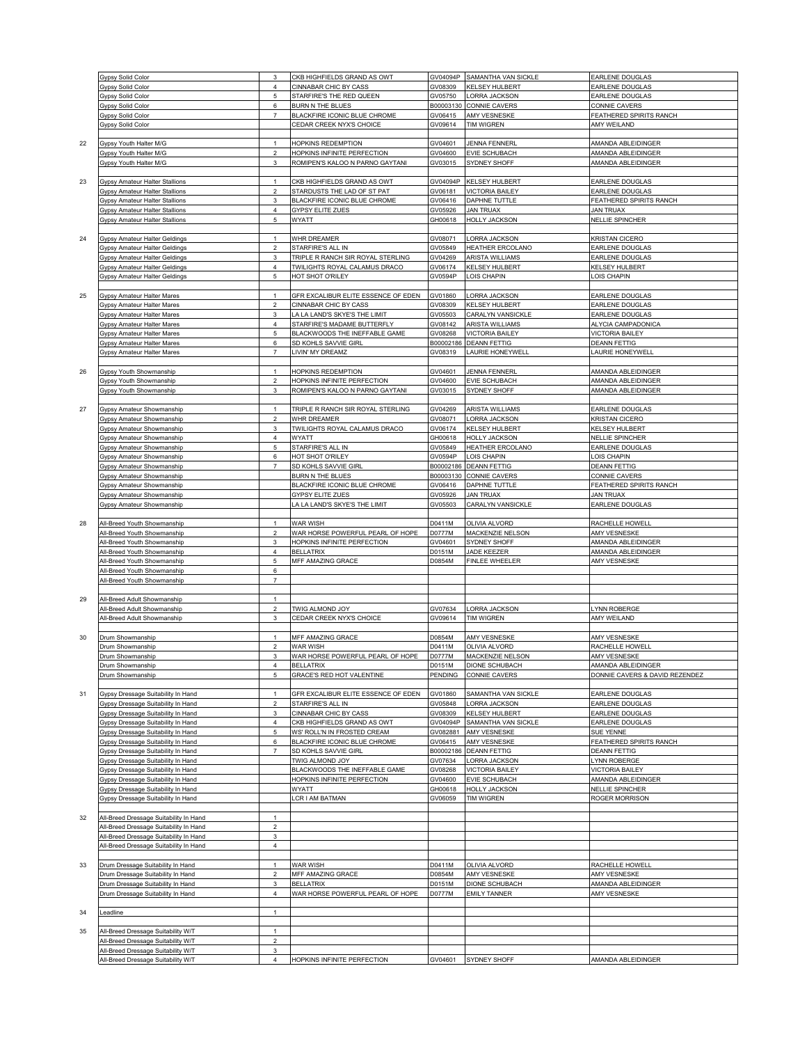| | | | | | | |
|---|---|---|---|---|---|---|
| | Gypsy Solid Color | 3 | CKB HIGHFIELDS GRAND AS OWT | GV04094P | SAMANTHA VAN SICKLE | EARLENE DOUGLAS |
| | Gypsy Solid Color | 4 | CINNABAR CHIC BY CASS | GV08309 | KELSEY HULBERT | EARLENE DOUGLAS |
| | Gypsy Solid Color | 5 | STARFIRE'S THE RED QUEEN | GV05750 | LORRA JACKSON | EARLENE DOUGLAS |
| | Gypsy Solid Color | 6 | BURN N THE BLUES | B00003130 | CONNIE CAVERS | CONNIE CAVERS |
| | Gypsy Solid Color | 7 | BLACKFIRE ICONIC BLUE CHROME | GV06415 | AMY VESNESKE | FEATHERED SPIRITS RANCH |
| | Gypsy Solid Color | | CEDAR CREEK NYX'S CHOICE | GV09614 | TIM WIGREN | AMY WEILAND |
| | | | | | | |
| 22 | Gypsy Youth Halter M/G | 1 | HOPKINS REDEMPTION | GV04601 | JENNA FENNERL | AMANDA ABLEIDINGER |
| | Gypsy Youth Halter M/G | 2 | HOPKINS INFINITE PERFECTION | GV04600 | EVIE SCHUBACH | AMANDA ABLEIDINGER |
| | Gypsy Youth Halter M/G | 3 | ROMIPEN'S KALOO N PARNO GAYTANI | GV03015 | SYDNEY SHOFF | AMANDA ABLEIDINGER |
| | | | | | | |
| 23 | Gypsy Amateur Halter Stallions | 1 | CKB HIGHFIELDS GRAND AS OWT | GV04094P | KELSEY HULBERT | EARLENE DOUGLAS |
| | Gypsy Amateur Halter Stallions | 2 | STARDUSTS THE LAD OF ST PAT | GV06181 | VICTORIA BAILEY | EARLENE DOUGLAS |
| | Gypsy Amateur Halter Stallions | 3 | BLACKFIRE ICONIC BLUE CHROME | GV06416 | DAPHNE TUTTLE | FEATHERED SPIRITS RANCH |
| | Gypsy Amateur Halter Stallions | 4 | GYPSY ELITE ZUES | GV05926 | JAN TRUAX | JAN TRUAX |
| | Gypsy Amateur Halter Stallions | 5 | WYATT | GH00618 | HOLLY JACKSON | NELLIE SPINCHER |
| | | | | | | |
| 24 | Gypsy Amateur Halter Geldings | 1 | WHR DREAMER | GV08071 | LORRA JACKSON | KRISTAN CICERO |
| | Gypsy Amateur Halter Geldings | 2 | STARFIRE'S ALL IN | GV05849 | HEATHER ERCOLANO | EARLENE DOUGLAS |
| | Gypsy Amateur Halter Geldings | 3 | TRIPLE R RANCH SIR ROYAL STERLING | GV04269 | ARISTA WILLIAMS | EARLENE DOUGLAS |
| | Gypsy Amateur Halter Geldings | 4 | TWILIGHTS ROYAL CALAMUS DRACO | GV06174 | KELSEY HULBERT | KELSEY HULBERT |
| | Gypsy Amateur Halter Geldings | 5 | HOT SHOT O'RILEY | GV0594P | LOIS CHAPIN | LOIS CHAPIN |
| | | | | | | |
| 25 | Gypsy Amateur Halter Mares | 1 | GFR EXCALIBUR ELITE ESSENCE OF EDEN | GV01860 | LORRA JACKSON | EARLENE DOUGLAS |
| | Gypsy Amateur Halter Mares | 2 | CINNABAR CHIC BY CASS | GV08309 | KELSEY HULBERT | EARLENE DOUGLAS |
| | Gypsy Amateur Halter Mares | 3 | LA LA LAND'S SKYE'S THE LIMIT | GV05503 | CARALYN VANSICKLE | EARLENE DOUGLAS |
| | Gypsy Amateur Halter Mares | 4 | STARFIRE'S MADAME BUTTERFLY | GV08142 | ARISTA WILLIAMS | ALYCIA CAMPADONICA |
| | Gypsy Amateur Halter Mares | 5 | BLACKWOODS THE INEFFABLE GAME | GV08268 | VICTORIA BAILEY | VICTORIA BAILEY |
| | Gypsy Amateur Halter Mares | 6 | SD KOHLS SAVVIE GIRL | B00002186 | DEANN FETTIG | DEANN FETTIG |
| | Gypsy Amateur Halter Mares | 7 | LIVIN' MY DREAMZ | GV08319 | LAURIE HONEYWELL | LAURIE HONEYWELL |
| | | | | | | |
| 26 | Gypsy Youth Showmanship | 1 | HOPKINS REDEMPTION | GV04601 | JENNA FENNERL | AMANDA ABLEIDINGER |
| | Gypsy Youth Showmanship | 2 | HOPKINS INFINITE PERFECTION | GV04600 | EVIE SCHUBACH | AMANDA ABLEIDINGER |
| | Gypsy Youth Showmanship | 3 | ROMIPEN'S KALOO N PARNO GAYTANI | GV03015 | SYDNEY SHOFF | AMANDA ABLEIDINGER |
| | | | | | | |
| 27 | Gypsy Amateur Showmanship | 1 | TRIPLE R RANCH SIR ROYAL STERLING | GV04269 | ARISTA WILLIAMS | EARLENE DOUGLAS |
| | Gypsy Amateur Showmanship | 2 | WHR DREAMER | GV08071 | LORRA JACKSON | KRISTAN CICERO |
| | Gypsy Amateur Showmanship | 3 | TWILIGHTS ROYAL CALAMUS DRACO | GV06174 | KELSEY HULBERT | KELSEY HULBERT |
| | Gypsy Amateur Showmanship | 4 | WYATT | GH00618 | HOLLY JACKSON | NELLIE SPINCHER |
| | Gypsy Amateur Showmanship | 5 | STARFIRE'S ALL IN | GV05849 | HEATHER ERCOLANO | EARLENE DOUGLAS |
| | Gypsy Amateur Showmanship | 6 | HOT SHOT O'RILEY | GV0594P | LOIS CHAPIN | LOIS CHAPIN |
| | Gypsy Amateur Showmanship | 7 | SD KOHLS SAVVIE GIRL | B00002186 | DEANN FETTIG | DEANN FETTIG |
| | Gypsy Amateur Showmanship | | BURN N THE BLUES | B00003130 | CONNIE CAVERS | CONNIE CAVERS |
| | Gypsy Amateur Showmanship | | BLACKFIRE ICONIC BLUE CHROME | GV06416 | DAPHNE TUTTLE | FEATHERED SPIRITS RANCH |
| | Gypsy Amateur Showmanship | | GYPSY ELITE ZUES | GV05926 | JAN TRUAX | JAN TRUAX |
| | Gypsy Amateur Showmanship | | LA LA LAND'S SKYE'S THE LIMIT | GV05503 | CARALYN VANSICKLE | EARLENE DOUGLAS |
| | | | | | | |
| 28 | All-Breed Youth Showmanship | 1 | WAR WISH | D0411M | OLIVIA ALVORD | RACHELLE HOWELL |
| | All-Breed Youth Showmanship | 2 | WAR HORSE POWERFUL PEARL OF HOPE | D0777M | MACKENZIE NELSON | AMY VESNESKE |
| | All-Breed Youth Showmanship | 3 | HOPKINS INFINITE PERFECTION | GV04601 | SYDNEY SHOFF | AMANDA ABLEIDINGER |
| | All-Breed Youth Showmanship | 4 | BELLATRIX | D0151M | JADE KEEZER | AMANDA ABLEIDINGER |
| | All-Breed Youth Showmanship | 5 | MFF AMAZING GRACE | D0854M | FINLEE WHEELER | AMY VESNESKE |
| | All-Breed Youth Showmanship | 6 | | | | |
| | All-Breed Youth Showmanship | 7 | | | | |
| | | | | | | |
| 29 | All-Breed Adult Showmanship | 1 | | | | |
| | All-Breed Adult Showmanship | 2 | TWIG ALMOND JOY | GV07634 | LORRA JACKSON | LYNN ROBERGE |
| | All-Breed Adult Showmanship | 3 | CEDAR CREEK NYX'S CHOICE | GV09614 | TIM WIGREN | AMY WEILAND |
| | | | | | | |
| 30 | Drum Showmanship | 1 | MFF AMAZING GRACE | D0854M | AMY VESNESKE | AMY VESNESKE |
| | Drum Showmanship | 2 | WAR WISH | D0411M | OLIVIA ALVORD | RACHELLE HOWELL |
| | Drum Showmanship | 3 | WAR HORSE POWERFUL PEARL OF HOPE | D0777M | MACKENZIE NELSON | AMY VESNESKE |
| | Drum Showmanship | 4 | BELLATRIX | D0151M | DIONE SCHUBACH | AMANDA ABLEIDINGER |
| | Drum Showmanship | 5 | GRACE'S RED HOT VALENTINE | PENDING | CONNIE CAVERS | DONNIE CAVERS & DAVID REZENDEZ |
| | | | | | | |
| 31 | Gypsy Dressage Suitability In Hand | 1 | GFR EXCALIBUR ELITE ESSENCE OF EDEN | GV01860 | SAMANTHA VAN SICKLE | EARLENE DOUGLAS |
| | Gypsy Dressage Suitability In Hand | 2 | STARFIRE'S ALL IN | GV05848 | LORRA JACKSON | EARLENE DOUGLAS |
| | Gypsy Dressage Suitability In Hand | 3 | CINNABAR CHIC BY CASS | GV08309 | KELSEY HULBERT | EARLENE DOUGLAS |
| | Gypsy Dressage Suitability In Hand | 4 | CKB HIGHFIELDS GRAND AS OWT | GV04094P | SAMANTHA VAN SICKLE | EARLENE DOUGLAS |
| | Gypsy Dressage Suitability In Hand | 5 | WS' ROLL'N IN FROSTED CREAM | GV082881 | AMY VESNESKE | SUE YENNE |
| | Gypsy Dressage Suitability In Hand | 6 | BLACKFIRE ICONIC BLUE CHROME | GV06415 | AMY VESNESKE | FEATHERED SPIRITS RANCH |
| | Gypsy Dressage Suitability In Hand | 7 | SD KOHLS SAVVIE GIRL | B00002186 | DEANN FETTIG | DEANN FETTIG |
| | Gypsy Dressage Suitability In Hand | | TWIG ALMOND JOY | GV07634 | LORRA JACKSON | LYNN ROBERGE |
| | Gypsy Dressage Suitability In Hand | | BLACKWOODS THE INEFFABLE GAME | GV08268 | VICTORIA BAILEY | VICTORIA BAILEY |
| | Gypsy Dressage Suitability In Hand | | HOPKINS INFINITE PERFECTION | GV04600 | EVIE SCHUBACH | AMANDA ABLEIDINGER |
| | Gypsy Dressage Suitability In Hand | | WYATT | GH00618 | HOLLY JACKSON | NELLIE SPINCHER |
| | Gypsy Dressage Suitability In Hand | | LCR I AM BATMAN | GV06059 | TIM WIGREN | ROGER MORRISON |
| | | | | | | |
| 32 | All-Breed Dressage Suitability In Hand | 1 | | | | |
| | All-Breed Dressage Suitability In Hand | 2 | | | | |
| | All-Breed Dressage Suitability In Hand | 3 | | | | |
| | All-Breed Dressage Suitability In Hand | 4 | | | | |
| | | | | | | |
| 33 | Drum Dressage Suitability In Hand | 1 | WAR WISH | D0411M | OLIVIA ALVORD | RACHELLE HOWELL |
| | Drum Dressage Suitability In Hand | 2 | MFF AMAZING GRACE | D0854M | AMY VESNESKE | AMY VESNESKE |
| | Drum Dressage Suitability In Hand | 3 | BELLATRIX | D0151M | DIONE SCHUBACH | AMANDA ABLEIDINGER |
| | Drum Dressage Suitability In Hand | 4 | WAR HORSE POWERFUL PEARL OF HOPE | D0777M | EMILY TANNER | AMY VESNESKE |
| | | | | | | |
| 34 | Leadline | 1 | | | | |
| | | | | | | |
| 35 | All-Breed Dressage Suitability W/T | 1 | | | | |
| | All-Breed Dressage Suitability W/T | 2 | | | | |
| | All-Breed Dressage Suitability W/T | 3 | | | | |
| | All-Breed Dressage Suitability W/T | 4 | HOPKINS INFINITE PERFECTION | GV04601 | SYDNEY SHOFF | AMANDA ABLEIDINGER |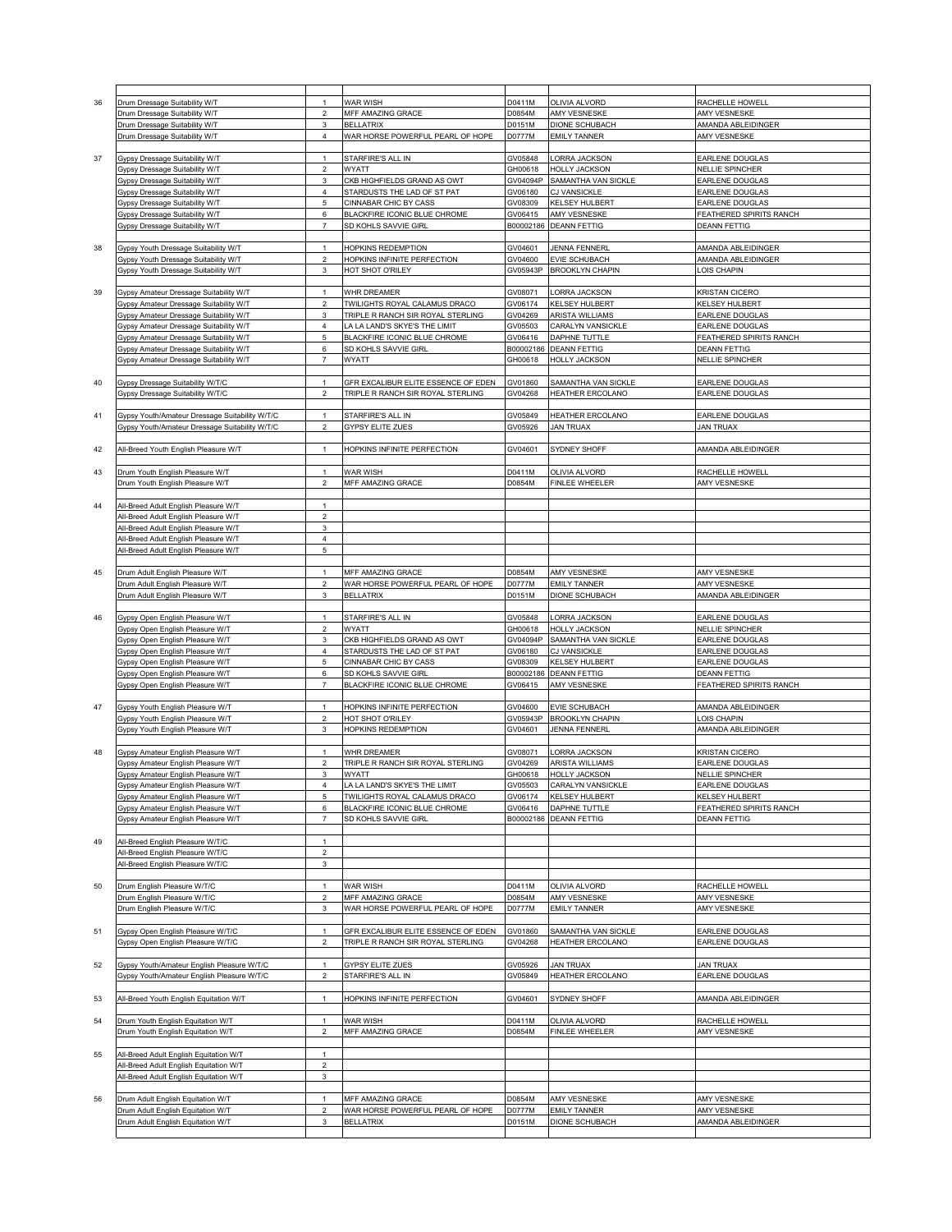| | | | | | | |
|---|---|---|---|---|---|---|
| 36 | Drum Dressage Suitability W/T | 1 | WAR WISH | D0411M | OLIVIA ALVORD | RACHELLE HOWELL |
| | Drum Dressage Suitability W/T | 2 | MFF AMAZING GRACE | D0854M | AMY VESNESKE | AMY VESNESKE |
| | Drum Dressage Suitability W/T | 3 | BELLATRIX | D0151M | DIONE SCHUBACH | AMANDA ABLEIDINGER |
| | Drum Dressage Suitability W/T | 4 | WAR HORSE POWERFUL PEARL OF HOPE | D0777M | EMILY TANNER | AMY VESNESKE |
| | | | | | | |
| 37 | Gypsy Dressage Suitability W/T | 1 | STARFIRE'S ALL IN | GV05848 | LORRA JACKSON | EARLENE DOUGLAS |
| | Gypsy Dressage Suitability W/T | 2 | WYATT | GH00618 | HOLLY JACKSON | NELLIE SPINCHER |
| | Gypsy Dressage Suitability W/T | 3 | CKB HIGHFIELDS GRAND AS OWT | GV04094P | SAMANTHA VAN SICKLE | EARLENE DOUGLAS |
| | Gypsy Dressage Suitability W/T | 4 | STARDUSTS THE LAD OF ST PAT | GV06180 | CJ VANSICKLE | EARLENE DOUGLAS |
| | Gypsy Dressage Suitability W/T | 5 | CINNABAR CHIC BY CASS | GV08309 | KELSEY HULBERT | EARLENE DOUGLAS |
| | Gypsy Dressage Suitability W/T | 6 | BLACKFIRE ICONIC BLUE CHROME | GV06415 | AMY VESNESKE | FEATHERED SPIRITS RANCH |
| | Gypsy Dressage Suitability W/T | 7 | SD KOHLS SAVVIE GIRL | B00002186 | DEANN FETTIG | DEANN FETTIG |
| | | | | | | |
| 38 | Gypsy Youth Dressage Suitability W/T | 1 | HOPKINS REDEMPTION | GV04601 | JENNA FENNERL | AMANDA ABLEIDINGER |
| | Gypsy Youth Dressage Suitability W/T | 2 | HOPKINS INFINITE PERFECTION | GV04600 | EVIE SCHUBACH | AMANDA ABLEIDINGER |
| | Gypsy Youth Dressage Suitability W/T | 3 | HOT SHOT O'RILEY | GV05943P | BROOKLYN CHAPIN | LOIS CHAPIN |
| | | | | | | |
| 39 | Gypsy Amateur Dressage Suitability W/T | 1 | WHR DREAMER | GV08071 | LORRA JACKSON | KRISTAN CICERO |
| | Gypsy Amateur Dressage Suitability W/T | 2 | TWILIGHTS ROYAL CALAMUS DRACO | GV06174 | KELSEY HULBERT | KELSEY HULBERT |
| | Gypsy Amateur Dressage Suitability W/T | 3 | TRIPLE R RANCH SIR ROYAL STERLING | GV04269 | ARISTA WILLIAMS | EARLENE DOUGLAS |
| | Gypsy Amateur Dressage Suitability W/T | 4 | LA LA LAND'S SKYE'S THE LIMIT | GV05503 | CARALYN VANSICKLE | EARLENE DOUGLAS |
| | Gypsy Amateur Dressage Suitability W/T | 5 | BLACKFIRE ICONIC BLUE CHROME | GV06416 | DAPHNE TUTTLE | FEATHERED SPIRITS RANCH |
| | Gypsy Amateur Dressage Suitability W/T | 6 | SD KOHLS SAVVIE GIRL | B00002186 | DEANN FETTIG | DEANN FETTIG |
| | Gypsy Amateur Dressage Suitability W/T | 7 | WYATT | GH00618 | HOLLY JACKSON | NELLIE SPINCHER |
| | | | | | | |
| 40 | Gypsy Dressage Suitability W/T/C | 1 | GFR EXCALIBUR ELITE ESSENCE OF EDEN | GV01860 | SAMANTHA VAN SICKLE | EARLENE DOUGLAS |
| | Gypsy Dressage Suitability W/T/C | 2 | TRIPLE R RANCH SIR ROYAL STERLING | GV04268 | HEATHER ERCOLANO | EARLENE DOUGLAS |
| | | | | | | |
| 41 | Gypsy Youth/Amateur Dressage Suitability W/T/C | 1 | STARFIRE'S ALL IN | GV05849 | HEATHER ERCOLANO | EARLENE DOUGLAS |
| | Gypsy Youth/Amateur Dressage Suitability W/T/C | 2 | GYPSY ELITE ZUES | GV05926 | JAN TRUAX | JAN TRUAX |
| | | | | | | |
| 42 | All-Breed Youth English Pleasure W/T | 1 | HOPKINS INFINITE PERFECTION | GV04601 | SYDNEY SHOFF | AMANDA ABLEIDINGER |
| | | | | | | |
| 43 | Drum Youth English Pleasure W/T | 1 | WAR WISH | D0411M | OLIVIA ALVORD | RACHELLE HOWELL |
| | Drum Youth English Pleasure W/T | 2 | MFF AMAZING GRACE | D0854M | FINLEE WHEELER | AMY VESNESKE |
| | | | | | | |
| 44 | All-Breed Adult English Pleasure W/T | 1 | | | | |
| | All-Breed Adult English Pleasure W/T | 2 | | | | |
| | All-Breed Adult English Pleasure W/T | 3 | | | | |
| | All-Breed Adult English Pleasure W/T | 4 | | | | |
| | All-Breed Adult English Pleasure W/T | 5 | | | | |
| | | | | | | |
| 45 | Drum Adult English Pleasure W/T | 1 | MFF AMAZING GRACE | D0854M | AMY VESNESKE | AMY VESNESKE |
| | Drum Adult English Pleasure W/T | 2 | WAR HORSE POWERFUL PEARL OF HOPE | D0777M | EMILY TANNER | AMY VESNESKE |
| | Drum Adult English Pleasure W/T | 3 | BELLATRIX | D0151M | DIONE SCHUBACH | AMANDA ABLEIDINGER |
| | | | | | | |
| 46 | Gypsy Open English Pleasure W/T | 1 | STARFIRE'S ALL IN | GV05848 | LORRA JACKSON | EARLENE DOUGLAS |
| | Gypsy Open English Pleasure W/T | 2 | WYATT | GH00618 | HOLLY JACKSON | NELLIE SPINCHER |
| | Gypsy Open English Pleasure W/T | 3 | CKB HIGHFIELDS GRAND AS OWT | GV04094P | SAMANTHA VAN SICKLE | EARLENE DOUGLAS |
| | Gypsy Open English Pleasure W/T | 4 | STARDUSTS THE LAD OF ST PAT | GV06180 | CJ VANSICKLE | EARLENE DOUGLAS |
| | Gypsy Open English Pleasure W/T | 5 | CINNABAR CHIC BY CASS | GV08309 | KELSEY HULBERT | EARLENE DOUGLAS |
| | Gypsy Open English Pleasure W/T | 6 | SD KOHLS SAVVIE GIRL | B00002186 | DEANN FETTIG | DEANN FETTIG |
| | Gypsy Open English Pleasure W/T | 7 | BLACKFIRE ICONIC BLUE CHROME | GV06415 | AMY VESNESKE | FEATHERED SPIRITS RANCH |
| | | | | | | |
| 47 | Gypsy Youth English Pleasure W/T | 1 | HOPKINS INFINITE PERFECTION | GV04600 | EVIE SCHUBACH | AMANDA ABLEIDINGER |
| | Gypsy Youth English Pleasure W/T | 2 | HOT SHOT O'RILEY | GV05943P | BROOKLYN CHAPIN | LOIS CHAPIN |
| | Gypsy Youth English Pleasure W/T | 3 | HOPKINS REDEMPTION | GV04601 | JENNA FENNERL | AMANDA ABLEIDINGER |
| | | | | | | |
| 48 | Gypsy Amateur English Pleasure W/T | 1 | WHR DREAMER | GV08071 | LORRA JACKSON | KRISTAN CICERO |
| | Gypsy Amateur English Pleasure W/T | 2 | TRIPLE R RANCH SIR ROYAL STERLING | GV04269 | ARISTA WILLIAMS | EARLENE DOUGLAS |
| | Gypsy Amateur English Pleasure W/T | 3 | WYATT | GH00618 | HOLLY JACKSON | NELLIE SPINCHER |
| | Gypsy Amateur English Pleasure W/T | 4 | LA LA LAND'S SKYE'S THE LIMIT | GV05503 | CARALYN VANSICKLE | EARLENE DOUGLAS |
| | Gypsy Amateur English Pleasure W/T | 5 | TWILIGHTS ROYAL CALAMUS DRACO | GV06174 | KELSEY HULBERT | KELSEY HULBERT |
| | Gypsy Amateur English Pleasure W/T | 6 | BLACKFIRE ICONIC BLUE CHROME | GV06416 | DAPHNE TUTTLE | FEATHERED SPIRITS RANCH |
| | Gypsy Amateur English Pleasure W/T | 7 | SD KOHLS SAVVIE GIRL | B00002186 | DEANN FETTIG | DEANN FETTIG |
| | | | | | | |
| 49 | All-Breed English Pleasure W/T/C | 1 | | | | |
| | All-Breed English Pleasure W/T/C | 2 | | | | |
| | All-Breed English Pleasure W/T/C | 3 | | | | |
| | | | | | | |
| 50 | Drum English Pleasure W/T/C | 1 | WAR WISH | D0411M | OLIVIA ALVORD | RACHELLE HOWELL |
| | Drum English Pleasure W/T/C | 2 | MFF AMAZING GRACE | D0854M | AMY VESNESKE | AMY VESNESKE |
| | Drum English Pleasure W/T/C | 3 | WAR HORSE POWERFUL PEARL OF HOPE | D0777M | EMILY TANNER | AMY VESNESKE |
| | | | | | | |
| 51 | Gypsy Open English Pleasure W/T/C | 1 | GFR EXCALIBUR ELITE ESSENCE OF EDEN | GV01860 | SAMANTHA VAN SICKLE | EARLENE DOUGLAS |
| | Gypsy Open English Pleasure W/T/C | 2 | TRIPLE R RANCH SIR ROYAL STERLING | GV04268 | HEATHER ERCOLANO | EARLENE DOUGLAS |
| | | | | | | |
| 52 | Gypsy Youth/Amateur English Pleasure W/T/C | 1 | GYPSY ELITE ZUES | GV05926 | JAN TRUAX | JAN TRUAX |
| | Gypsy Youth/Amateur English Pleasure W/T/C | 2 | STARFIRE'S ALL IN | GV05849 | HEATHER ERCOLANO | EARLENE DOUGLAS |
| | | | | | | |
| 53 | All-Breed Youth English Equitation W/T | 1 | HOPKINS INFINITE PERFECTION | GV04601 | SYDNEY SHOFF | AMANDA ABLEIDINGER |
| | | | | | | |
| 54 | Drum Youth English Equitation W/T | 1 | WAR WISH | D0411M | OLIVIA ALVORD | RACHELLE HOWELL |
| | Drum Youth English Equitation W/T | 2 | MFF AMAZING GRACE | D0854M | FINLEE WHEELER | AMY VESNESKE |
| | | | | | | |
| 55 | All-Breed Adult English Equitation W/T | 1 | | | | |
| | All-Breed Adult English Equitation W/T | 2 | | | | |
| | All-Breed Adult English Equitation W/T | 3 | | | | |
| | | | | | | |
| 56 | Drum Adult English Equitation W/T | 1 | MFF AMAZING GRACE | D0854M | AMY VESNESKE | AMY VESNESKE |
| | Drum Adult English Equitation W/T | 2 | WAR HORSE POWERFUL PEARL OF HOPE | D0777M | EMILY TANNER | AMY VESNESKE |
| | Drum Adult English Equitation W/T | 3 | BELLATRIX | D0151M | DIONE SCHUBACH | AMANDA ABLEIDINGER |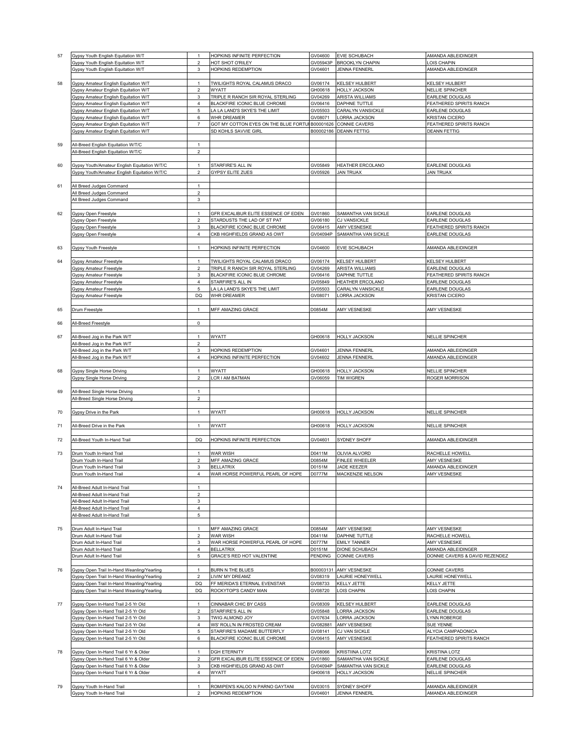| | | | | | | |
|---|---|---|---|---|---|---|
| 57 | Gypsy Youth English Equitation W/T | 1 | HOPKINS INFINITE PERFECTION | GV04600 | EVIE SCHUBACH | AMANDA ABLEIDINGER |
| | Gypsy Youth English Equitation W/T | 2 | HOT SHOT O'RILEY | GV05943P | BROOKLYN CHAPIN | LOIS CHAPIN |
| | Gypsy Youth English Equitation W/T | 3 | HOPKINS REDEMPTION | GV04601 | JENNA FENNERL | AMANDA ABLEIDINGER |
| | | | | | | |
| 58 | Gypsy Amateur English Equitation W/T | 1 | TWILIGHTS ROYAL CALAMUS DRACO | GV06174 | KELSEY HULBERT | KELSEY HULBERT |
| | Gypsy Amateur English Equitation W/T | 2 | WYATT | GH00618 | HOLLY JACKSON | NELLIE SPINCHER |
| | Gypsy Amateur English Equitation W/T | 3 | TRIPLE R RANCH SIR ROYAL STERLING | GV04269 | ARISTA WILLIAMS | EARLENE DOUGLAS |
| | Gypsy Amateur English Equitation W/T | 4 | BLACKFIRE ICONIC BLUE CHROME | GV06416 | DAPHNE TUTTLE | FEATHERED SPIRITS RANCH |
| | Gypsy Amateur English Equitation W/T | 5 | LA LA LAND'S SKYE'S THE LIMIT | GV05503 | CARALYN VANSICKLE | EARLENE DOUGLAS |
| | Gypsy Amateur English Equitation W/T | 6 | WHR DREAMER | GV08071 | LORRA JACKSON | KRISTAN CICERO |
| | Gypsy Amateur English Equitation W/T | 7 | GOT MY COTTON EYES ON THE BLUE FORTU | B00001626 | CONNIE CAVERS | FEATHERED SPIRITS RANCH |
| | Gypsy Amateur English Equitation W/T | | SD KOHLS SAVVIE GIRL | B00002186 | DEANN FETTIG | DEANN FETTIG |
| | | | | | | |
| 59 | All-Breed English Equitation W/T/C | 1 | | | | |
| | All-Breed English Equitation W/T/C | 2 | | | | |
| | | | | | | |
| 60 | Gypsy Youth/Amateur English Equitation W/T/C | 1 | STARFIRE'S ALL IN | GV05849 | HEATHER ERCOLANO | EARLENE DOUGLAS |
| | Gypsy Youth/Amateur English Equitation W/T/C | 2 | GYPSY ELITE ZUES | GV05926 | JAN TRUAX | JAN TRUAX |
| | | | | | | |
| 61 | All Breed Judges Command | 1 | | | | |
| | All Breed Judges Command | 2 | | | | |
| | All Breed Judges Command | 3 | | | | |
| | | | | | | |
| 62 | Gypsy Open Freestyle | 1 | GFR EXCALIBUR ELITE ESSENCE OF EDEN | GV01860 | SAMANTHA VAN SICKLE | EARLENE DOUGLAS |
| | Gypsy Open Freestyle | 2 | STARDUSTS THE LAD OF ST PAT | GV06180 | CJ VANSICKLE | EARLENE DOUGLAS |
| | Gypsy Open Freestyle | 3 | BLACKFIRE ICONIC BLUE CHROME | GV06415 | AMY VESNESKE | FEATHERED SPIRITS RANCH |
| | Gypsy Open Freestyle | 4 | CKB HIGHFIELDS GRAND AS OWT | GV04094P | SAMANTHA VAN SICKLE | EARLENE DOUGLAS |
| | | | | | | |
| 63 | Gypsy Youth Freestyle | 1 | HOPKINS INFINITE PERFECTION | GV04600 | EVIE SCHUBACH | AMANDA ABLEIDINGER |
| | | | | | | |
| 64 | Gypsy Amateur Freestyle | 1 | TWILIGHTS ROYAL CALAMUS DRACO | GV06174 | KELSEY HULBERT | KELSEY HULBERT |
| | Gypsy Amateur Freestyle | 2 | TRIPLE R RANCH SIR ROYAL STERLING | GV04269 | ARISTA WILLIAMS | EARLENE DOUGLAS |
| | Gypsy Amateur Freestyle | 3 | BLACKFIRE ICONIC BLUE CHROME | GV06416 | DAPHNE TUTTLE | FEATHERED SPIRITS RANCH |
| | Gypsy Amateur Freestyle | 4 | STARFIRE'S ALL IN | GV05849 | HEATHER ERCOLANO | EARLENE DOUGLAS |
| | Gypsy Amateur Freestyle | 5 | LA LA LAND'S SKYE'S THE LIMIT | GV05503 | CARALYN VANSICKLE | EARLENE DOUGLAS |
| | Gypsy Amateur Freestyle | DQ | WHR DREAMER | GV08071 | LORRA JACKSON | KRISTAN CICERO |
| | | | | | | |
| 65 | Drum Freestyle | 1 | MFF AMAZING GRACE | D0854M | AMY VESNESKE | AMY VESNESKE |
| | | | | | | |
| 66 | All-Breed Freestyle | 0 | | | | |
| | | | | | | |
| 67 | All-Breed Jog in the Park W/T | 1 | WYATT | GH00618 | HOLLY JACKSON | NELLIE SPINCHER |
| | All-Breed Jog in the Park W/T | 2 | | | | |
| | All-Breed Jog in the Park W/T | 3 | HOPKINS REDEMPTION | GV04601 | JENNA FENNERL | AMANDA ABLEIDINGER |
| | All-Breed Jog in the Park W/T | 4 | HOPKINS INFINITE PERFECTION | GV04602 | JENNA FENNERL | AMANDA ABLEIDINGER |
| | | | | | | |
| 68 | Gypsy Single Horse Driving | 1 | WYATT | GH00618 | HOLLY JACKSON | NELLIE SPINCHER |
| | Gypsy Single Horse Driving | 2 | LCR I AM BATMAN | GV06059 | TIM WIGREN | ROGER MORRISON |
| | | | | | | |
| 69 | All-Breed Single Horse Driving | 1 | | | | |
| | All-Breed Single Horse Driving | 2 | | | | |
| | | | | | | |
| 70 | Gypsy Drive in the Park | 1 | WYATT | GH00618 | HOLLY JACKSON | NELLIE SPINCHER |
| | | | | | | |
| 71 | All-Breed Drive in the Park | 1 | WYATT | GH00618 | HOLLY JACKSON | NELLIE SPINCHER |
| | | | | | | |
| 72 | All-Breed Youth In-Hand Trail | DQ | HOPKINS INFINITE PERFECTION | GV04601 | SYDNEY SHOFF | AMANDA ABLEIDINGER |
| | | | | | | |
| 73 | Drum Youth In-Hand Trail | 1 | WAR WISH | D0411M | OLIVIA ALVORD | RACHELLE HOWELL |
| | Drum Youth In-Hand Trail | 2 | MFF AMAZING GRACE | D0854M | FINLEE WHEELER | AMY VESNESKE |
| | Drum Youth In-Hand Trail | 3 | BELLATRIX | D0151M | JADE KEEZER | AMANDA ABLEIDINGER |
| | Drum Youth In-Hand Trail | 4 | WAR HORSE POWERFUL PEARL OF HOPE | D0777M | MACKENZIE NELSON | AMY VESNESKE |
| | | | | | | |
| 74 | All-Breed Adult In-Hand Trail | 1 | | | | |
| | All-Breed Adult In-Hand Trail | 2 | | | | |
| | All-Breed Adult In-Hand Trail | 3 | | | | |
| | All-Breed Adult In-Hand Trail | 4 | | | | |
| | All-Breed Adult In-Hand Trail | 5 | | | | |
| | | | | | | |
| 75 | Drum Adult In-Hand Trail | 1 | MFF AMAZING GRACE | D0854M | AMY VESNESKE | AMY VESNESKE |
| | Drum Adult In-Hand Trail | 2 | WAR WISH | D0411M | DAPHNE TUTTLE | RACHELLE HOWELL |
| | Drum Adult In-Hand Trail | 3 | WAR HORSE POWERFUL PEARL OF HOPE | D0777M | EMILY TANNER | AMY VESNESKE |
| | Drum Adult In-Hand Trail | 4 | BELLATRIX | D0151M | DIONE SCHUBACH | AMANDA ABLEIDINGER |
| | Drum Adult In-Hand Trail | 5 | GRACE'S RED HOT VALENTINE | PENDING | CONNIE CAVERS | DONNIE CAVERS & DAVID REZENDEZ |
| | | | | | | |
| 76 | Gypsy Open Trail In-Hand Weanling/Yearling | 1 | BURN N THE BLUES | B00003131 | AMY VESNESKE | CONNIE CAVERS |
| | Gypsy Open Trail In-Hand Weanling/Yearling | 2 | LIVIN' MY DREAMZ | GV08319 | LAURIE HONEYWELL | LAURIE HONEYWELL |
| | Gypsy Open Trail In-Hand Weanling/Yearling | DQ | FF MERIDA'S ETERNAL EVENSTAR | GV08733 | KELLY JETTE | KELLY JETTE |
| | Gypsy Open Trail In-Hand Weanling/Yearling | DQ | ROCKYTOP'S CANDY MAN | GV08720 | LOIS CHAPIN | LOIS CHAPIN |
| | | | | | | |
| 77 | Gypsy Open In-Hand Trail 2-5 Yr Old | 1 | CINNABAR CHIC BY CASS | GV08309 | KELSEY HULBERT | EARLENE DOUGLAS |
| | Gypsy Open In-Hand Trail 2-5 Yr Old | 2 | STARFIRE'S ALL IN | GV05848 | LORRA JACKSON | EARLENE DOUGLAS |
| | Gypsy Open In-Hand Trail 2-5 Yr Old | 3 | TWIG ALMOND JOY | GV07634 | LORRA JACKSON | LYNN ROBERGE |
| | Gypsy Open In-Hand Trail 2-5 Yr Old | 4 | WS' ROLL'N IN FROSTED CREAM | GV082881 | AMY VESNESKE | SUE YENNE |
| | Gypsy Open In-Hand Trail 2-5 Yr Old | 5 | STARFIRE'S MADAME BUTTERFLY | GV08141 | CJ VAN SICKLE | ALYCIA CAMPADONICA |
| | Gypsy Open In-Hand Trail 2-5 Yr Old | 6 | BLACKFIRE ICONIC BLUE CHROME | GV06415 | AMY VESNESKE | FEATHERED SPIRITS RANCH |
| | | | | | | |
| 78 | Gypsy Open In-Hand Trail 6 Yr & Older | 1 | DGH ETERNITY | GV08066 | KRISTIINA LOTZ | KRISTINA LOTZ |
| | Gypsy Open In-Hand Trail 6 Yr & Older | 2 | GFR EXCALIBUR ELITE ESSENCE OF EDEN | GV01860 | SAMANTHA VAN SICKLE | EARLENE DOUGLAS |
| | Gypsy Open In-Hand Trail 6 Yr & Older | 3 | CKB HIGHFIELDS GRAND AS OWT | GV04094P | SAMANTHA VAN SICKLE | EARLENE DOUGLAS |
| | Gypsy Open In-Hand Trail 6 Yr & Older | 4 | WYATT | GH00618 | HOLLY JACKSON | NELLIE SPINCHER |
| | | | | | | |
| 79 | Gypsy Youth In-Hand Trail | 1 | ROMIPEN'S KALOO N PARNO GAYTANI | GV03015 | SYDNEY SHOFF | AMANDA ABLEIDINGER |
| | Gypsy Youth In-Hand Trail | 2 | HOPKINS REDEMPTION | GV04601 | JENNA FENNERL | AMANDA ABLEIDINGER |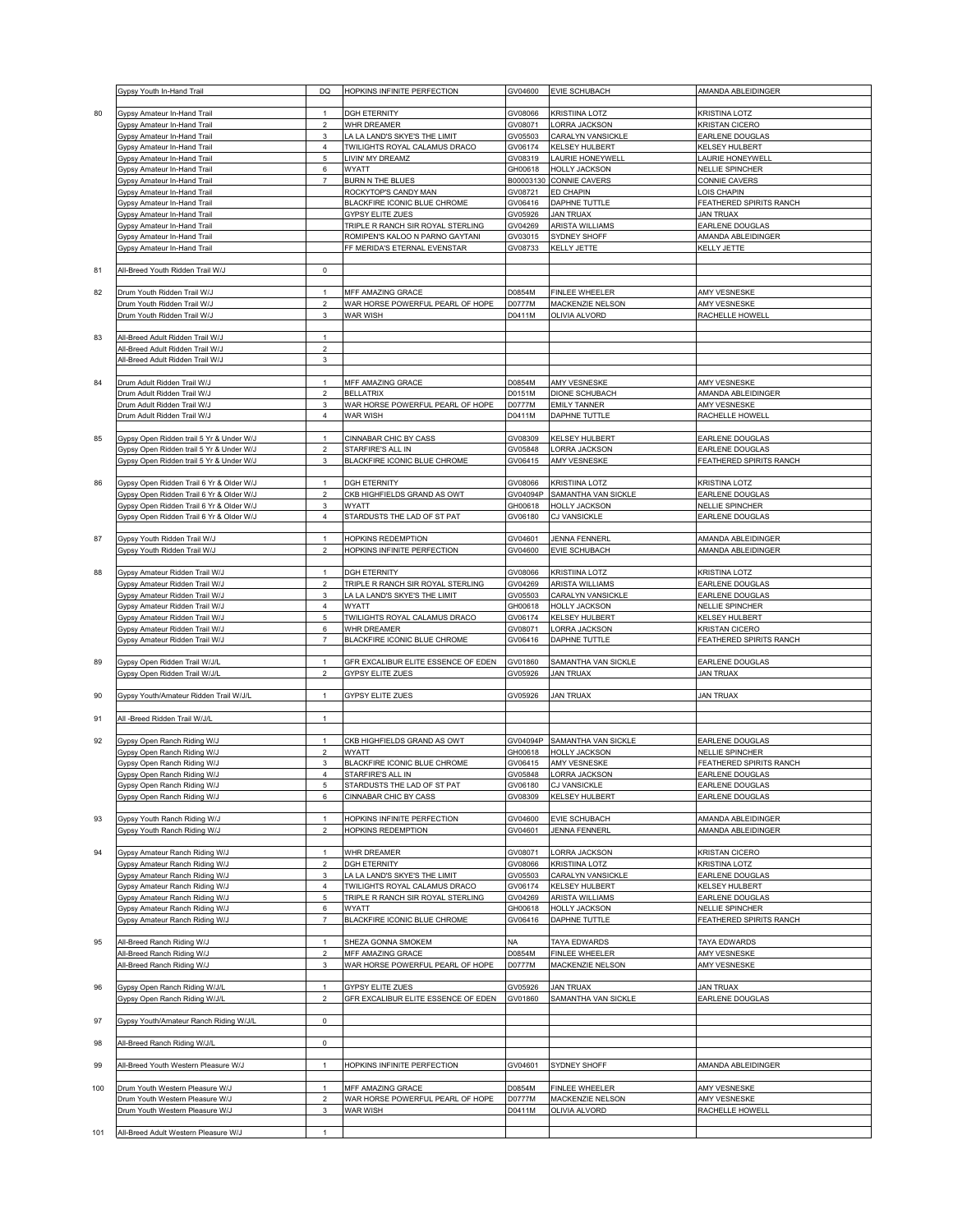| | | | | | | |
|---|---|---|---|---|---|---|
| | Gypsy Youth In-Hand Trail | DQ | HOPKINS INFINITE PERFECTION | GV04600 | EVIE SCHUBACH | AMANDA ABLEIDINGER |
| | | | | | | |
| 80 | Gypsy Amateur In-Hand Trail | 1 | DGH ETERNITY | GV08066 | KRISTIINA LOTZ | KRISTINA LOTZ |
| | Gypsy Amateur In-Hand Trail | 2 | WHR DREAMER | GV08071 | LORRA JACKSON | KRISTAN CICERO |
| | Gypsy Amateur In-Hand Trail | 3 | LA LA LAND'S SKYE'S THE LIMIT | GV05503 | CARALYN VANSICKLE | EARLENE DOUGLAS |
| | Gypsy Amateur In-Hand Trail | 4 | TWILIGHTS ROYAL CALAMUS DRACO | GV06174 | KELSEY HULBERT | KELSEY HULBERT |
| | Gypsy Amateur In-Hand Trail | 5 | LIVIN' MY DREAMZ | GV08319 | LAURIE HONEYWELL | LAURIE HONEYWELL |
| | Gypsy Amateur In-Hand Trail | 6 | WYATT | GH00618 | HOLLY JACKSON | NELLIE SPINCHER |
| | Gypsy Amateur In-Hand Trail | 7 | BURN N THE BLUES | B00003130 | CONNIE CAVERS | CONNIE CAVERS |
| | Gypsy Amateur In-Hand Trail | | ROCKYTOP'S CANDY MAN | GV08721 | ED CHAPIN | LOIS CHAPIN |
| | Gypsy Amateur In-Hand Trail | | BLACKFIRE ICONIC BLUE CHROME | GV06416 | DAPHNE TUTTLE | FEATHERED SPIRITS RANCH |
| | Gypsy Amateur In-Hand Trail | | GYPSY ELITE ZUES | GV05926 | JAN TRUAX | JAN TRUAX |
| | Gypsy Amateur In-Hand Trail | | TRIPLE R RANCH SIR ROYAL STERLING | GV04269 | ARISTA WILLIAMS | EARLENE DOUGLAS |
| | Gypsy Amateur In-Hand Trail | | ROMIPEN'S KALOO N PARNO GAYTANI | GV03015 | SYDNEY SHOFF | AMANDA ABLEIDINGER |
| | Gypsy Amateur In-Hand Trail | | FF MERIDA'S ETERNAL EVENSTAR | GV08733 | KELLY JETTE | KELLY JETTE |
| | | | | | | |
| 81 | All-Breed Youth Ridden Trail W/J | 0 | | | | |
| | | | | | | |
| 82 | Drum Youth Ridden Trail W/J | 1 | MFF AMAZING GRACE | D0854M | FINLEE WHEELER | AMY VESNESKE |
| | Drum Youth Ridden Trail W/J | 2 | WAR HORSE POWERFUL PEARL OF HOPE | D0777M | MACKENZIE NELSON | AMY VESNESKE |
| | Drum Youth Ridden Trail W/J | 3 | WAR WISH | D0411M | OLIVIA ALVORD | RACHELLE HOWELL |
| | | | | | | |
| 83 | All-Breed Adult Ridden Trail W/J | 1 | | | | |
| | All-Breed Adult Ridden Trail W/J | 2 | | | | |
| | All-Breed Adult Ridden Trail W/J | 3 | | | | |
| | | | | | | |
| 84 | Drum Adult Ridden Trail W/J | 1 | MFF AMAZING GRACE | D0854M | AMY VESNESKE | AMY VESNESKE |
| | Drum Adult Ridden Trail W/J | 2 | BELLATRIX | D0151M | DIONE SCHUBACH | AMANDA ABLEIDINGER |
| | Drum Adult Ridden Trail W/J | 3 | WAR HORSE POWERFUL PEARL OF HOPE | D0777M | EMILY TANNER | AMY VESNESKE |
| | Drum Adult Ridden Trail W/J | 4 | WAR WISH | D0411M | DAPHNE TUTTLE | RACHELLE HOWELL |
| | | | | | | |
| 85 | Gypsy Open Ridden trail 5 Yr & Under W/J | 1 | CINNABAR CHIC BY CASS | GV08309 | KELSEY HULBERT | EARLENE DOUGLAS |
| | Gypsy Open Ridden trail 5 Yr & Under W/J | 2 | STARFIRE'S ALL IN | GV05848 | LORRA JACKSON | EARLENE DOUGLAS |
| | Gypsy Open Ridden trail 5 Yr & Under W/J | 3 | BLACKFIRE ICONIC BLUE CHROME | GV06415 | AMY VESNESKE | FEATHERED SPIRITS RANCH |
| | | | | | | |
| 86 | Gypsy Open Ridden Trail 6 Yr & Older W/J | 1 | DGH ETERNITY | GV08066 | KRISTIINA LOTZ | KRISTINA LOTZ |
| | Gypsy Open Ridden Trail 6 Yr & Older W/J | 2 | CKB HIGHFIELDS GRAND AS OWT | GV04094P | SAMANTHA VAN SICKLE | EARLENE DOUGLAS |
| | Gypsy Open Ridden Trail 6 Yr & Older W/J | 3 | WYATT | GH00618 | HOLLY JACKSON | NELLIE SPINCHER |
| | Gypsy Open Ridden Trail 6 Yr & Older W/J | 4 | STARDUSTS THE LAD OF ST PAT | GV06180 | CJ VANSICKLE | EARLENE DOUGLAS |
| | | | | | | |
| 87 | Gypsy Youth Ridden Trail W/J | 1 | HOPKINS REDEMPTION | GV04601 | JENNA FENNERL | AMANDA ABLEIDINGER |
| | Gypsy Youth Ridden Trail W/J | 2 | HOPKINS INFINITE PERFECTION | GV04600 | EVIE SCHUBACH | AMANDA ABLEIDINGER |
| | | | | | | |
| 88 | Gypsy Amateur Ridden Trail W/J | 1 | DGH ETERNITY | GV08066 | KRISTIINA LOTZ | KRISTINA LOTZ |
| | Gypsy Amateur Ridden Trail W/J | 2 | TRIPLE R RANCH SIR ROYAL STERLING | GV04269 | ARISTA WILLIAMS | EARLENE DOUGLAS |
| | Gypsy Amateur Ridden Trail W/J | 3 | LA LA LAND'S SKYE'S THE LIMIT | GV05503 | CARALYN VANSICKLE | EARLENE DOUGLAS |
| | Gypsy Amateur Ridden Trail W/J | 4 | WYATT | GH00618 | HOLLY JACKSON | NELLIE SPINCHER |
| | Gypsy Amateur Ridden Trail W/J | 5 | TWILIGHTS ROYAL CALAMUS DRACO | GV06174 | KELSEY HULBERT | KELSEY HULBERT |
| | Gypsy Amateur Ridden Trail W/J | 6 | WHR DREAMER | GV08071 | LORRA JACKSON | KRISTAN CICERO |
| | Gypsy Amateur Ridden Trail W/J | 7 | BLACKFIRE ICONIC BLUE CHROME | GV06416 | DAPHNE TUTTLE | FEATHERED SPIRITS RANCH |
| | | | | | | |
| 89 | Gypsy Open Ridden Trail W/J/L | 1 | GFR EXCALIBUR ELITE ESSENCE OF EDEN | GV01860 | SAMANTHA VAN SICKLE | EARLENE DOUGLAS |
| | Gypsy Open Ridden Trail W/J/L | 2 | GYPSY ELITE ZUES | GV05926 | JAN TRUAX | JAN TRUAX |
| | | | | | | |
| 90 | Gypsy Youth/Amateur Ridden Trail W/J/L | 1 | GYPSY ELITE ZUES | GV05926 | JAN TRUAX | JAN TRUAX |
| | | | | | | |
| 91 | All -Breed Ridden Trail W/J/L | 1 | | | | |
| | | | | | | |
| 92 | Gypsy Open Ranch Riding W/J | 1 | CKB HIGHFIELDS GRAND AS OWT | GV04094P | SAMANTHA VAN SICKLE | EARLENE DOUGLAS |
| | Gypsy Open Ranch Riding W/J | 2 | WYATT | GH00618 | HOLLY JACKSON | NELLIE SPINCHER |
| | Gypsy Open Ranch Riding W/J | 3 | BLACKFIRE ICONIC BLUE CHROME | GV06415 | AMY VESNESKE | FEATHERED SPIRITS RANCH |
| | Gypsy Open Ranch Riding W/J | 4 | STARFIRE'S ALL IN | GV05848 | LORRA JACKSON | EARLENE DOUGLAS |
| | Gypsy Open Ranch Riding W/J | 5 | STARDUSTS THE LAD OF ST PAT | GV06180 | CJ VANSICKLE | EARLENE DOUGLAS |
| | Gypsy Open Ranch Riding W/J | 6 | CINNABAR CHIC BY CASS | GV08309 | KELSEY HULBERT | EARLENE DOUGLAS |
| | | | | | | |
| 93 | Gypsy Youth Ranch Riding W/J | 1 | HOPKINS INFINITE PERFECTION | GV04600 | EVIE SCHUBACH | AMANDA ABLEIDINGER |
| | Gypsy Youth Ranch Riding W/J | 2 | HOPKINS REDEMPTION | GV04601 | JENNA FENNERL | AMANDA ABLEIDINGER |
| | | | | | | |
| 94 | Gypsy Amateur Ranch Riding W/J | 1 | WHR DREAMER | GV08071 | LORRA JACKSON | KRISTAN CICERO |
| | Gypsy Amateur Ranch Riding W/J | 2 | DGH ETERNITY | GV08066 | KRISTIINA LOTZ | KRISTINA LOTZ |
| | Gypsy Amateur Ranch Riding W/J | 3 | LA LA LAND'S SKYE'S THE LIMIT | GV05503 | CARALYN VANSICKLE | EARLENE DOUGLAS |
| | Gypsy Amateur Ranch Riding W/J | 4 | TWILIGHTS ROYAL CALAMUS DRACO | GV06174 | KELSEY HULBERT | KELSEY HULBERT |
| | Gypsy Amateur Ranch Riding W/J | 5 | TRIPLE R RANCH SIR ROYAL STERLING | GV04269 | ARISTA WILLIAMS | EARLENE DOUGLAS |
| | Gypsy Amateur Ranch Riding W/J | 6 | WYATT | GH00618 | HOLLY JACKSON | NELLIE SPINCHER |
| | Gypsy Amateur Ranch Riding W/J | 7 | BLACKFIRE ICONIC BLUE CHROME | GV06416 | DAPHNE TUTTLE | FEATHERED SPIRITS RANCH |
| | | | | | | |
| 95 | All-Breed Ranch Riding W/J | 1 | SHEZA GONNA SMOKEM | NA | TAYA EDWARDS | TAYA EDWARDS |
| | All-Breed Ranch Riding W/J | 2 | MFF AMAZING GRACE | D0854M | FINLEE WHEELER | AMY VESNESKE |
| | All-Breed Ranch Riding W/J | 3 | WAR HORSE POWERFUL PEARL OF HOPE | D0777M | MACKENZIE NELSON | AMY VESNESKE |
| | | | | | | |
| 96 | Gypsy Open Ranch Riding W/J/L | 1 | GYPSY ELITE ZUES | GV05926 | JAN TRUAX | JAN TRUAX |
| | Gypsy Open Ranch Riding W/J/L | 2 | GFR EXCALIBUR ELITE ESSENCE OF EDEN | GV01860 | SAMANTHA VAN SICKLE | EARLENE DOUGLAS |
| | | | | | | |
| 97 | Gypsy Youth/Amateur Ranch Riding W/J/L | 0 | | | | |
| | | | | | | |
| 98 | All-Breed Ranch Riding W/J/L | 0 | | | | |
| | | | | | | |
| 99 | All-Breed Youth Western Pleasure W/J | 1 | HOPKINS INFINITE PERFECTION | GV04601 | SYDNEY SHOFF | AMANDA ABLEIDINGER |
| | | | | | | |
| 100 | Drum Youth Western Pleasure W/J | 1 | MFF AMAZING GRACE | D0854M | FINLEE WHEELER | AMY VESNESKE |
| | Drum Youth Western Pleasure W/J | 2 | WAR HORSE POWERFUL PEARL OF HOPE | D0777M | MACKENZIE NELSON | AMY VESNESKE |
| | Drum Youth Western Pleasure W/J | 3 | WAR WISH | D0411M | OLIVIA ALVORD | RACHELLE HOWELL |
| | | | | | | |
| 101 | All-Breed Adult Western Pleasure W/J | 1 | | | | |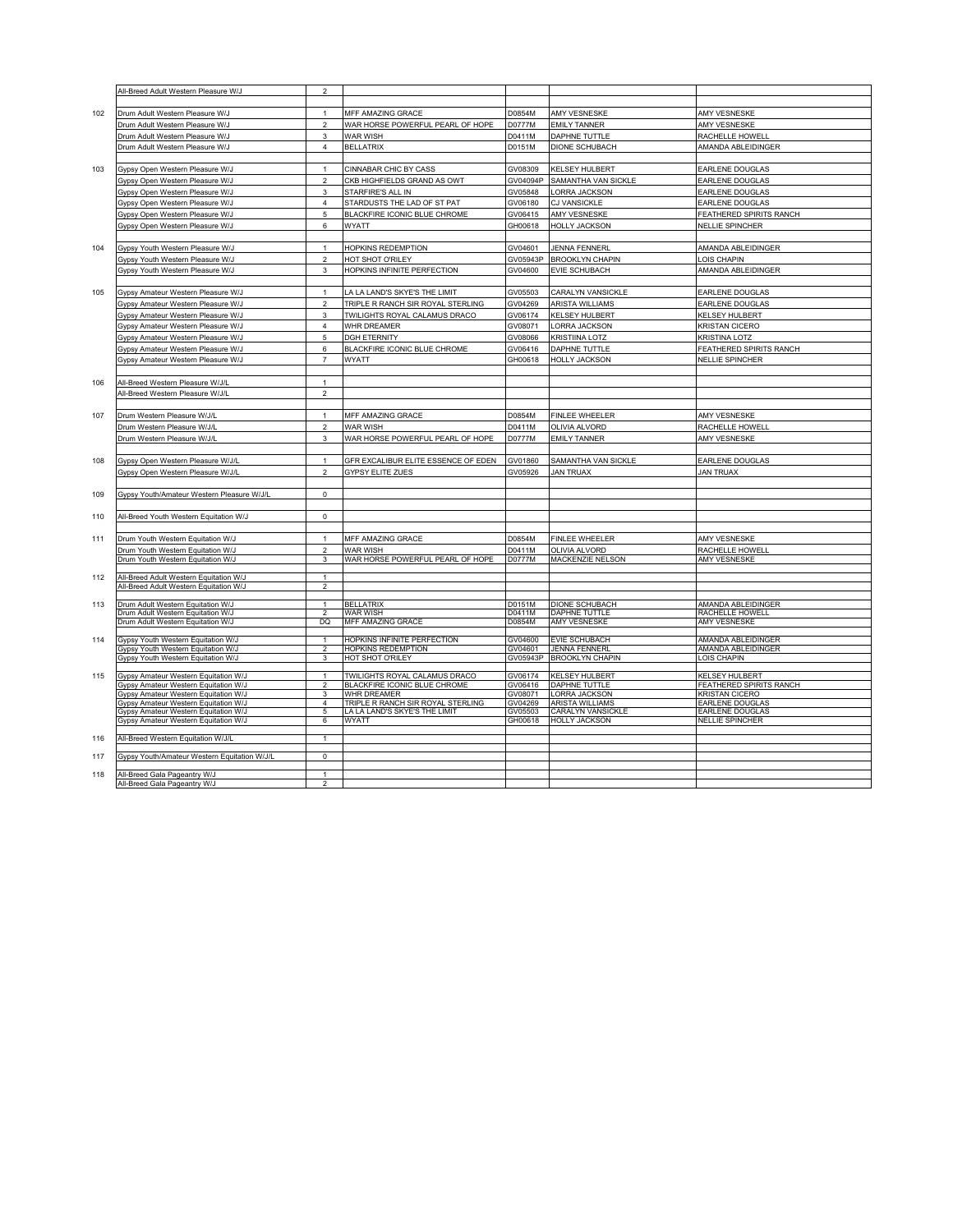| | | | | | | |
|---|---|---|---|---|---|---|
| | All-Breed Adult Western Pleasure W/J | 2 | | | | |
| | | | | | | |
| 102 | Drum Adult Western Pleasure W/J | 1 | MFF AMAZING GRACE | D0854M | AMY VESNESKE | AMY VESNESKE |
| | Drum Adult Western Pleasure W/J | 2 | WAR HORSE POWERFUL PEARL OF HOPE | D0777M | EMILY TANNER | AMY VESNESKE |
| | Drum Adult Western Pleasure W/J | 3 | WAR WISH | D0411M | DAPHNE TUTTLE | RACHELLE HOWELL |
| | Drum Adult Western Pleasure W/J | 4 | BELLATRIX | D0151M | DIONE SCHUBACH | AMANDA ABLEIDINGER |
| | | | | | | |
| 103 | Gypsy Open Western Pleasure W/J | 1 | CINNABAR CHIC BY CASS | GV08309 | KELSEY HULBERT | EARLENE DOUGLAS |
| | Gypsy Open Western Pleasure W/J | 2 | CKB HIGHFIELDS GRAND AS OWT | GV04094P | SAMANTHA VAN SICKLE | EARLENE DOUGLAS |
| | Gypsy Open Western Pleasure W/J | 3 | STARFIRE'S ALL IN | GV05848 | LORRA JACKSON | EARLENE DOUGLAS |
| | Gypsy Open Western Pleasure W/J | 4 | STARDUSTS THE LAD OF ST PAT | GV06180 | CJ VANSICKLE | EARLENE DOUGLAS |
| | Gypsy Open Western Pleasure W/J | 5 | BLACKFIRE ICONIC BLUE CHROME | GV06415 | AMY VESNESKE | FEATHERED SPIRITS RANCH |
| | Gypsy Open Western Pleasure W/J | 6 | WYATT | GH00618 | HOLLY JACKSON | NELLIE SPINCHER |
| | | | | | | |
| 104 | Gypsy Youth Western Pleasure W/J | 1 | HOPKINS REDEMPTION | GV04601 | JENNA FENNERL | AMANDA ABLEIDINGER |
| | Gypsy Youth Western Pleasure W/J | 2 | HOT SHOT O'RILEY | GV05943P | BROOKLYN CHAPIN | LOIS CHAPIN |
| | Gypsy Youth Western Pleasure W/J | 3 | HOPKINS INFINITE PERFECTION | GV04600 | EVIE SCHUBACH | AMANDA ABLEIDINGER |
| | | | | | | |
| 105 | Gypsy Amateur Western Pleasure W/J | 1 | LA LA LAND'S SKYE'S THE LIMIT | GV05503 | CARALYN VANSICKLE | EARLENE DOUGLAS |
| | Gypsy Amateur Western Pleasure W/J | 2 | TRIPLE R RANCH SIR ROYAL STERLING | GV04269 | ARISTA WILLIAMS | EARLENE DOUGLAS |
| | Gypsy Amateur Western Pleasure W/J | 3 | TWILIGHTS ROYAL CALAMUS DRACO | GV06174 | KELSEY HULBERT | KELSEY HULBERT |
| | Gypsy Amateur Western Pleasure W/J | 4 | WHR DREAMER | GV08071 | LORRA JACKSON | KRISTAN CICERO |
| | Gypsy Amateur Western Pleasure W/J | 5 | DGH ETERNITY | GV08066 | KRISTIINA LOTZ | KRISTINA LOTZ |
| | Gypsy Amateur Western Pleasure W/J | 6 | BLACKFIRE ICONIC BLUE CHROME | GV06416 | DAPHNE TUTTLE | FEATHERED SPIRITS RANCH |
| | Gypsy Amateur Western Pleasure W/J | 7 | WYATT | GH00618 | HOLLY JACKSON | NELLIE SPINCHER |
| | | | | | | |
| 106 | All-Breed Western Pleasure W/J/L | 1 | | | | |
| | All-Breed Western Pleasure W/J/L | 2 | | | | |
| | | | | | | |
| 107 | Drum Western Pleasure W/J/L | 1 | MFF AMAZING GRACE | D0854M | FINLEE WHEELER | AMY VESNESKE |
| | Drum Western Pleasure W/J/L | 2 | WAR WISH | D0411M | OLIVIA ALVORD | RACHELLE HOWELL |
| | Drum Western Pleasure W/J/L | 3 | WAR HORSE POWERFUL PEARL OF HOPE | D0777M | EMILY TANNER | AMY VESNESKE |
| | | | | | | |
| 108 | Gypsy Open Western Pleasure W/J/L | 1 | GFR EXCALIBUR ELITE ESSENCE OF EDEN | GV01860 | SAMANTHA VAN SICKLE | EARLENE DOUGLAS |
| | Gypsy Open Western Pleasure W/J/L | 2 | GYPSY ELITE ZUES | GV05926 | JAN TRUAX | JAN TRUAX |
| | | | | | | |
| 109 | Gypsy Youth/Amateur Western Pleasure W/J/L | 0 | | | | |
| | | | | | | |
| 110 | All-Breed Youth Western Equitation W/J | 0 | | | | |
| | | | | | | |
| 111 | Drum Youth Western Equitation W/J | 1 | MFF AMAZING GRACE | D0854M | FINLEE WHEELER | AMY VESNESKE |
| | Drum Youth Western Equitation W/J | 2 | WAR WISH | D0411M | OLIVIA ALVORD | RACHELLE HOWELL |
| | Drum Youth Western Equitation W/J | 3 | WAR HORSE POWERFUL PEARL OF HOPE | D0777M | MACKENZIE NELSON | AMY VESNESKE |
| | | | | | | |
| 112 | All-Breed Adult Western Equitation W/J | 1 | | | | |
| | All-Breed Adult Western Equitation W/J | 2 | | | | |
| | | | | | | |
| 113 | Drum Adult Western Equitation W/J | 1 | BELLATRIX | D0151M | DIONE SCHUBACH | AMANDA ABLEIDINGER |
| | Drum Adult Western Equitation W/J | 2 | WAR WISH | D0411M | DAPHNE TUTTLE | RACHELLE HOWELL |
| | Drum Adult Western Equitation W/J | DQ | MFF AMAZING GRACE | D0854M | AMY VESNESKE | AMY VESNESKE |
| | | | | | | |
| 114 | Gypsy Youth Western Equitation W/J | 1 | HOPKINS INFINITE PERFECTION | GV04600 | EVIE SCHUBACH | AMANDA ABLEIDINGER |
| | Gypsy Youth Western Equitation W/J | 2 | HOPKINS REDEMPTION | GV04601 | JENNA FENNERL | AMANDA ABLEIDINGER |
| | Gypsy Youth Western Equitation W/J | 3 | HOT SHOT O'RILEY | GV05943P | BROOKLYN CHAPIN | LOIS CHAPIN |
| | | | | | | |
| 115 | Gypsy Amateur Western Equitation W/J | 1 | TWILIGHTS ROYAL CALAMUS DRACO | GV06174 | KELSEY HULBERT | KELSEY HULBERT |
| | Gypsy Amateur Western Equitation W/J | 2 | BLACKFIRE ICONIC BLUE CHROME | GV06416 | DAPHNE TUTTLE | FEATHERED SPIRITS RANCH |
| | Gypsy Amateur Western Equitation W/J | 3 | WHR DREAMER | GV08071 | LORRA JACKSON | KRISTAN CICERO |
| | Gypsy Amateur Western Equitation W/J | 4 | TRIPLE R RANCH SIR ROYAL STERLING | GV04269 | ARISTA WILLIAMS | EARLENE DOUGLAS |
| | Gypsy Amateur Western Equitation W/J | 5 | LA LA LAND'S SKYE'S THE LIMIT | GV05503 | CARALYN VANSICKLE | EARLENE DOUGLAS |
| | Gypsy Amateur Western Equitation W/J | 6 | WYATT | GH00618 | HOLLY JACKSON | NELLIE SPINCHER |
| | | | | | | |
| 116 | All-Breed Western Equitation W/J/L | 1 | | | | |
| | | | | | | |
| 117 | Gypsy Youth/Amateur Western Equitation W/J/L | 0 | | | | |
| | | | | | | |
| 118 | All-Breed Gala Pageantry W/J | 1 | | | | |
| | All-Breed Gala Pageantry W/J | 2 | | | | |